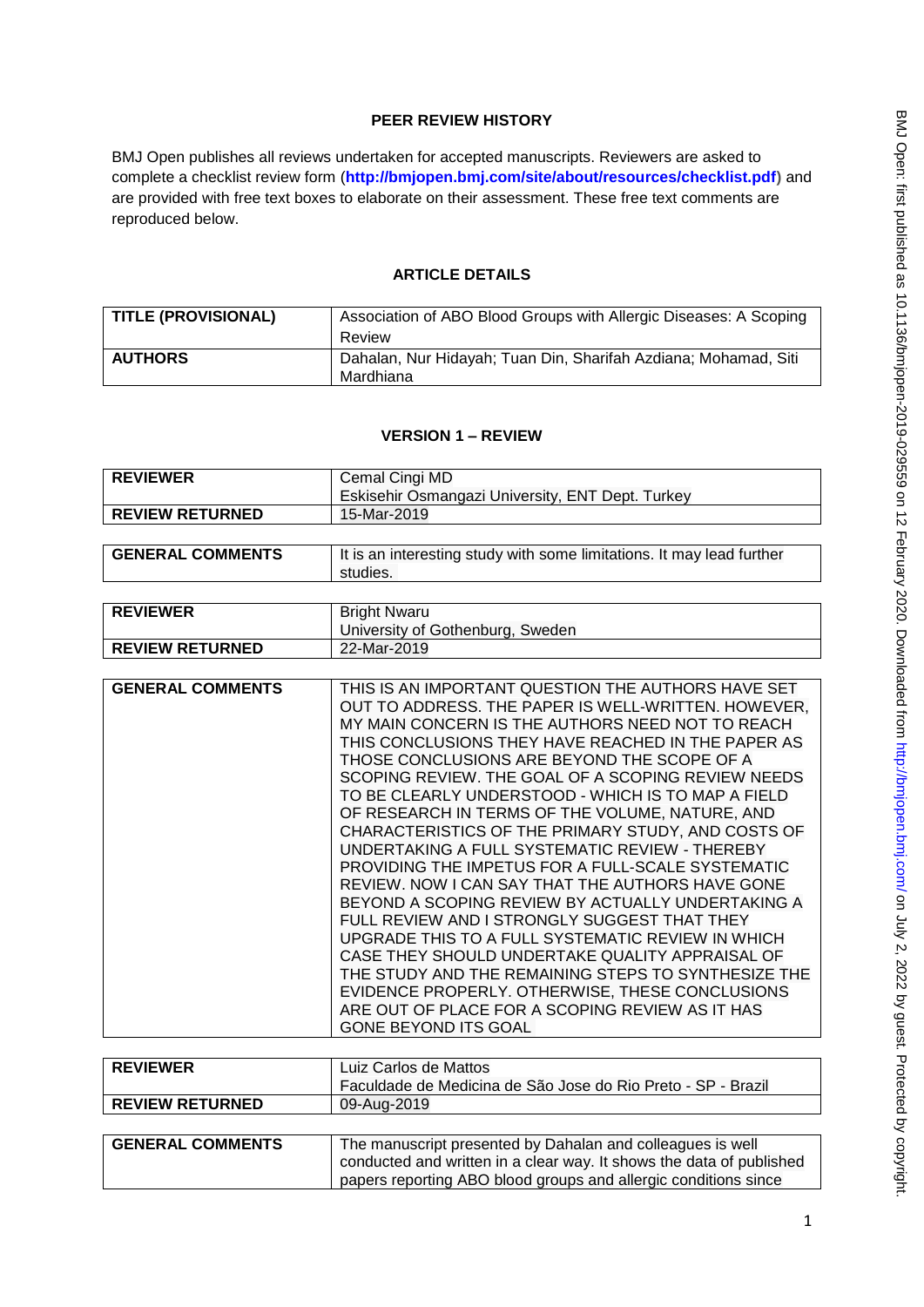# PEER REVIEW HISTORY

BMJ Open publishes all reviews undertaken for accepted manuscripts. Reviewers are asked to complete a checklist review form (**http://bmjopen.bmj.com/site/about/resources/checklist.pdf**) and are provided with free text boxes to elaborate on their assessment. These free text comments are reproduced below.

## ARTICLE DETAILS

| | |
|---|---|
| **TITLE (PROVISIONAL)** | Association of ABO Blood Groups with Allergic Diseases: A Scoping Review |
| **AUTHORS** | Dahalan, Nur Hidayah; Tuan Din, Sharifah Azdiana; Mohamad, Siti Mardhiana |

## VERSION 1 – REVIEW

| | |
|---|---|
| **REVIEWER** | Cemal Cingi MD<br>Eskisehir Osmangazi University, ENT Dept. Turkey |
| **REVIEW RETURNED** | 15-Mar-2019 |

| | |
|---|---|
| **GENERAL COMMENTS** | It is an interesting study with some limitations. It may lead further studies. |

| | |
|---|---|
| **REVIEWER** | Bright Nwaru<br>University of Gothenburg, Sweden |
| **REVIEW RETURNED** | 22-Mar-2019 |

| | |
|---|---|
| **GENERAL COMMENTS** | THIS IS AN IMPORTANT QUESTION THE AUTHORS HAVE SET OUT TO ADDRESS. THE PAPER IS WELL-WRITTEN. HOWEVER, MY MAIN CONCERN IS THE AUTHORS NEED NOT TO REACH THIS CONCLUSIONS THEY HAVE REACHED IN THE PAPER AS THOSE CONCLUSIONS ARE BEYOND THE SCOPE OF A SCOPING REVIEW. THE GOAL OF A SCOPING REVIEW NEEDS TO BE CLEARLY UNDERSTOOD - WHICH IS TO MAP A FIELD OF RESEARCH IN TERMS OF THE VOLUME, NATURE, AND CHARACTERISTICS OF THE PRIMARY STUDY, AND COSTS OF UNDERTAKING A FULL SYSTEMATIC REVIEW - THEREBY PROVIDING THE IMPETUS FOR A FULL-SCALE SYSTEMATIC REVIEW. NOW I CAN SAY THAT THE AUTHORS HAVE GONE BEYOND A SCOPING REVIEW BY ACTUALLY UNDERTAKING A FULL REVIEW AND I STRONGLY SUGGEST THAT THEY UPGRADE THIS TO A FULL SYSTEMATIC REVIEW IN WHICH CASE THEY SHOULD UNDERTAKE QUALITY APPRAISAL OF THE STUDY AND THE REMAINING STEPS TO SYNTHESIZE THE EVIDENCE PROPERLY. OTHERWISE, THESE CONCLUSIONS ARE OUT OF PLACE FOR A SCOPING REVIEW AS IT HAS GONE BEYOND ITS GOAL |

| | |
|---|---|
| **REVIEWER** | Luiz Carlos de Mattos<br>Faculdade de Medicina de São Jose do Rio Preto - SP - Brazil |
| **REVIEW RETURNED** | 09-Aug-2019 |

| | |
|---|---|
| **GENERAL COMMENTS** | The manuscript presented by Dahalan and colleagues is well conducted and written in a clear way. It shows the data of published papers reporting ABO blood groups and allergic conditions since |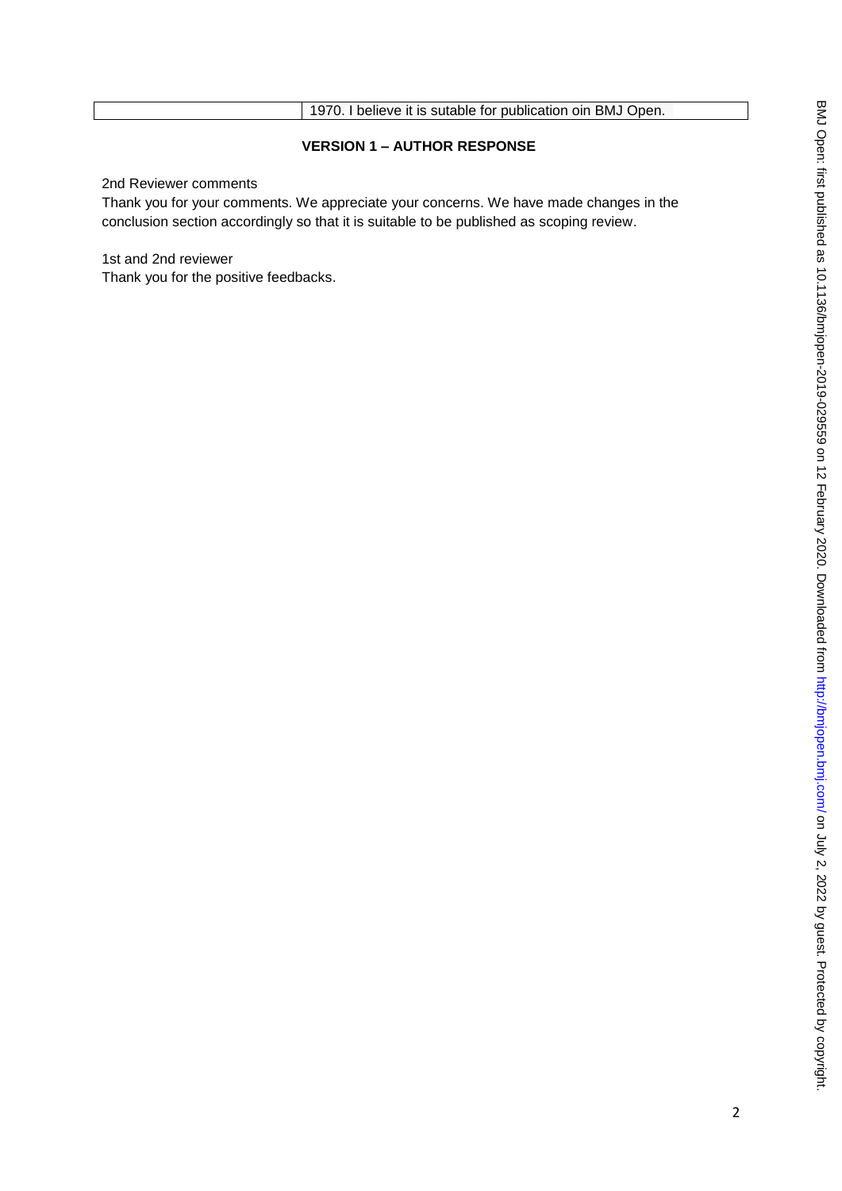| | |
|---|---|
| | 1970. I believe it is sutable for publication oin BMJ Open. |

**VERSION 1 – AUTHOR RESPONSE**

2nd Reviewer comments
Thank you for your comments. We appreciate your concerns. We have made changes in the conclusion section accordingly so that it is suitable to be published as scoping review.

1st and 2nd reviewer
Thank you for the positive feedbacks.